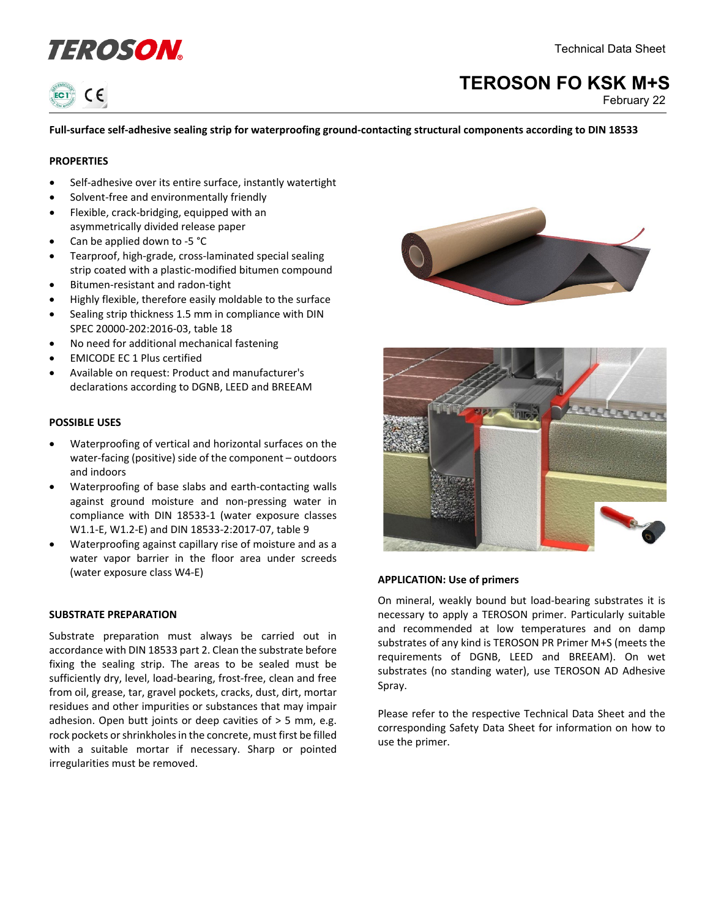# TEROSON FO KSK M+S

Technical Data Sheet

February 22

**Full-surface self-adhesive sealing strip for waterproofing ground-contacting structural components according to DIN 18533**

## PROPERTIES

- Self-adhesive over its entire surface, instantly watertight
- Solvent-free and environmentally friendly
- Flexible, crack-bridging, equipped with an asymmetrically divided release paper
- Can be applied down to -5 °C
- Tearproof, high-grade, cross-laminated special sealing strip coated with a plastic-modified bitumen compound
- Bitumen-resistant and radon-tight
- Highly flexible, therefore easily moldable to the surface
- Sealing strip thickness 1.5 mm in compliance with DIN SPEC 20000-202:2016-03, table 18
- No need for additional mechanical fastening
- EMICODE EC 1 Plus certified
- Available on request: Product and manufacturer's declarations according to DGNB, LEED and BREEAM

## POSSIBLE USES

- Waterproofing of vertical and horizontal surfaces on the water-facing (positive) side of the component – outdoors and indoors
- Waterproofing of base slabs and earth-contacting walls against ground moisture and non-pressing water in compliance with DIN 18533-1 (water exposure classes W1.1-E, W1.2-E) and DIN 18533-2:2017-07, table 9
- Waterproofing against capillary rise of moisture and as a water vapor barrier in the floor area under screeds (water exposure class W4-E)

## SUBSTRATE PREPARATION

Substrate preparation must always be carried out in accordance with DIN 18533 part 2. Clean the substrate before fixing the sealing strip. The areas to be sealed must be sufficiently dry, level, load-bearing, frost-free, clean and free from oil, grease, tar, gravel pockets, cracks, dust, dirt, mortar residues and other impurities or substances that may impair adhesion. Open butt joints or deep cavities of > 5 mm, e.g. rock pockets or shrinkholes in the concrete, must first be filled with a suitable mortar if necessary. Sharp or pointed irregularities must be removed.

## APPLICATION: Use of primers

On mineral, weakly bound but load-bearing substrates it is necessary to apply a TEROSON primer. Particularly suitable and recommended at low temperatures and on damp substrates of any kind is TEROSON PR Primer M+S (meets the requirements of DGNB, LEED and BREEAM). On wet substrates (no standing water), use TEROSON AD Adhesive Spray.

Please refer to the respective Technical Data Sheet and the corresponding Safety Data Sheet for information on how to use the primer.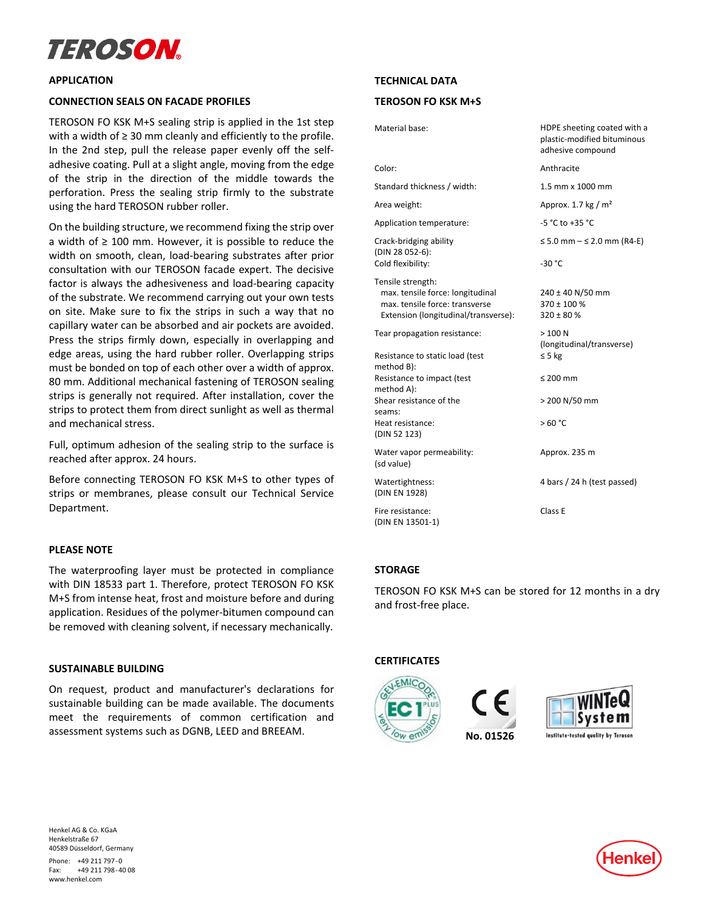## APPLICATION

### CONNECTION SEALS ON FACADE PROFILES

TEROSON FO KSK M+S sealing strip is applied in the 1st step with a width of ≥ 30 mm cleanly and efficiently to the profile. In the 2nd step, pull the release paper evenly off the self-adhesive coating. Pull at a slight angle, moving from the edge of the strip in the direction of the middle towards the perforation. Press the sealing strip firmly to the substrate using the hard TEROSON rubber roller.

On the building structure, we recommend fixing the strip over a width of ≥ 100 mm. However, it is possible to reduce the width on smooth, clean, load-bearing substrates after prior consultation with our TEROSON facade expert. The decisive factor is always the adhesiveness and load-bearing capacity of the substrate. We recommend carrying out your own tests on site. Make sure to fix the strips in such a way that no capillary water can be absorbed and air pockets are avoided. Press the strips firmly down, especially in overlapping and edge areas, using the hard rubber roller. Overlapping strips must be bonded on top of each other over a width of approx. 80 mm. Additional mechanical fastening of TEROSON sealing strips is generally not required. After installation, cover the strips to protect them from direct sunlight as well as thermal and mechanical stress.

Full, optimum adhesion of the sealing strip to the surface is reached after approx. 24 hours.

Before connecting TEROSON FO KSK M+S to other types of strips or membranes, please consult our Technical Service Department.

## PLEASE NOTE

The waterproofing layer must be protected in compliance with DIN 18533 part 1. Therefore, protect TEROSON FO KSK M+S from intense heat, frost and moisture before and during application. Residues of the polymer-bitumen compound can be removed with cleaning solvent, if necessary mechanically.

## SUSTAINABLE BUILDING

On request, product and manufacturer's declarations for sustainable building can be made available. The documents meet the requirements of common certification and assessment systems such as DGNB, LEED and BREEAM.

## TECHNICAL DATA

### TEROSON FO KSK M+S

| Property | Value |
|---|---|
| Material base: | HDPE sheeting coated with a plastic-modified bituminous adhesive compound |
| Color: | Anthracite |
| Standard thickness / width: | 1.5 mm x 1000 mm |
| Area weight: | Approx. 1.7 kg / m² |
| Application temperature: | -5 °C to +35 °C |
| Crack-bridging ability (DIN 28 052-6): | ≤ 5.0 mm – ≤ 2.0 mm (R4-E) |
| Cold flexibility: | -30 °C |
| Tensile strength: | |
| max. tensile force: longitudinal | 240 ± 40 N/50 mm |
| max. tensile force: transverse | 370 ± 100 % |
| Extension (longitudinal/transverse): | 320 ± 80 % |
| Tear propagation resistance: | > 100 N (longitudinal/transverse) |
| Resistance to static load (test method B): | ≤ 5 kg |
| Resistance to impact (test method A): | ≤ 200 mm |
| Shear resistance of the seams: | > 200 N/50 mm |
| Heat resistance: (DIN 52 123) | > 60 °C |
| Water vapor permeability: (sd value) | Approx. 235 m |
| Watertightness: (DIN EN 1928) | 4 bars / 24 h (test passed) |
| Fire resistance: (DIN EN 13501-1) | Class E |

## STORAGE

TEROSON FO KSK M+S can be stored for 12 months in a dry and frost-free place.

## CERTIFICATES

GEV-EMICODE EC 1 PLUS very low emission

CE No. 01526

WINTeQ System – Institute-tested quality by Teroson

Henkel AG & Co. KGaA
Henkelstraße 67
40589 Düsseldorf, Germany

Phone: +49 211 797-0
Fax: +49 211 798-40 08
www.henkel.com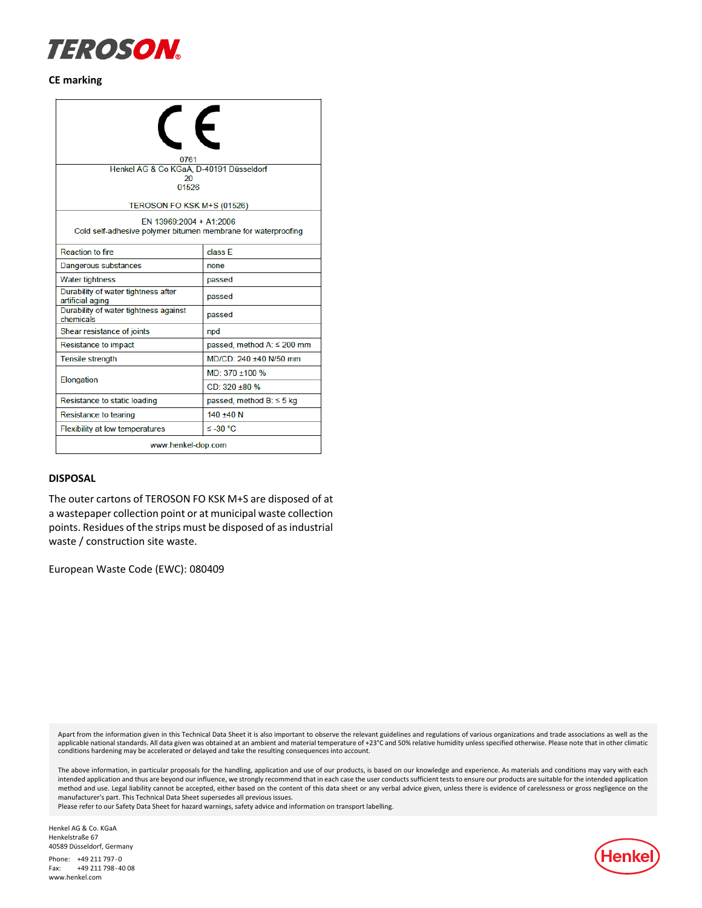## CE marking

CE

0761
Henkel AG & Co KGaA, D-40191 Düsseldorf
20
01526

TEROSON FO KSK M+S (01526)

EN 13969:2004 + A1:2006
Cold self-adhesive polymer bitumen membrane for waterproofing

| | |
|---|---|
| Reaction to fire | class E |
| Dangerous substances | none |
| Water tightness | passed |
| Durability of water tightness after artificial aging | passed |
| Durability of water tightness against chemicals | passed |
| Shear resistance of joints | npd |
| Resistance to impact | passed, method A: ≤ 200 mm |
| Tensile strength | MD/CD: 240 ±40 N/50 mm |
| Elongation | MD: 370 ±100 % |
| | CD: 320 ±80 % |
| Resistance to static loading | passed, method B: ≤ 5 kg |
| Resistance to tearing | 140 ±40 N |
| Flexibility at low temperatures | ≤ -30 °C |

www.henkel-dop.com

## DISPOSAL

The outer cartons of TEROSON FO KSK M+S are disposed of at a wastepaper collection point or at municipal waste collection points. Residues of the strips must be disposed of as industrial waste / construction site waste.

European Waste Code (EWC): 080409

Apart from the information given in this Technical Data Sheet it is also important to observe the relevant guidelines and regulations of various organizations and trade associations as well as the applicable national standards. All data given was obtained at an ambient and material temperature of +23°C and 50% relative humidity unless specified otherwise. Please note that in other climatic conditions hardening may be accelerated or delayed and take the resulting consequences into account.

The above information, in particular proposals for the handling, application and use of our products, is based on our knowledge and experience. As materials and conditions may vary with each intended application and thus are beyond our influence, we strongly recommend that in each case the user conducts sufficient tests to ensure our products are suitable for the intended application method and use. Legal liability cannot be accepted, either based on the content of this data sheet or any verbal advice given, unless there is evidence of carelessness or gross negligence on the manufacturer's part. This Technical Data Sheet supersedes all previous issues.
Please refer to our Safety Data Sheet for hazard warnings, safety advice and information on transport labelling.

Henkel AG & Co. KGaA
Henkelstraße 67
40589 Düsseldorf, Germany

Phone: +49 211 797-0
Fax: +49 211 798-40 08
www.henkel.com